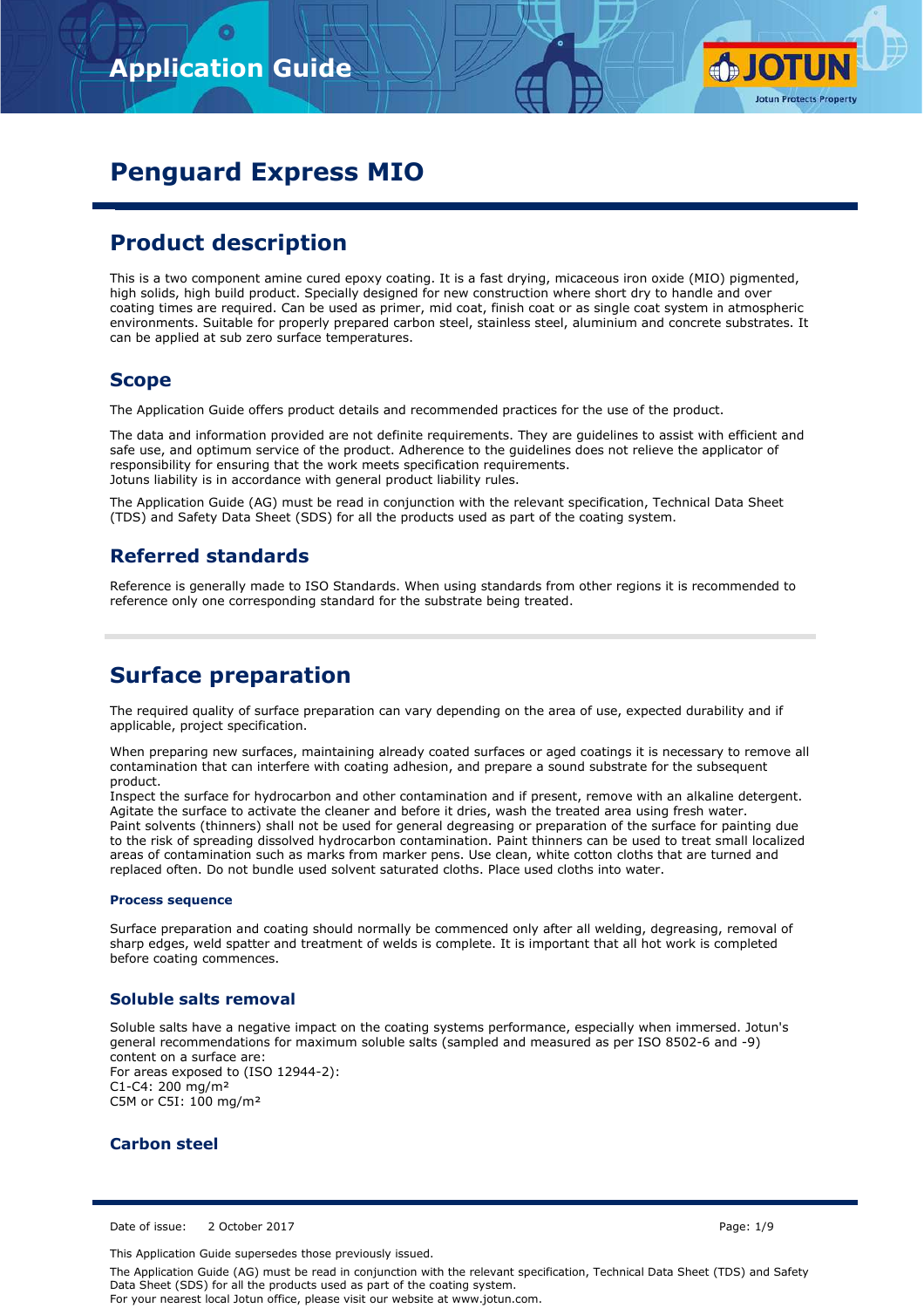# Penguard Express MIO

## Product description

This is a two component amine cured epoxy coating. It is a fast drying, micaceous iron oxide (MIO) pigmented, high solids, high build product. Specially designed for new construction where short dry to handle and over coating times are required. Can be used as primer, mid coat, finish coat or as single coat system in atmospheric environments. Suitable for properly prepared carbon steel, stainless steel, aluminium and concrete substrates. It can be applied at sub zero surface temperatures.

## Scope

The Application Guide offers product details and recommended practices for the use of the product.

The data and information provided are not definite requirements. They are guidelines to assist with efficient and safe use, and optimum service of the product. Adherence to the guidelines does not relieve the applicator of responsibility for ensuring that the work meets specification requirements.
Jotuns liability is in accordance with general product liability rules.

The Application Guide (AG) must be read in conjunction with the relevant specification, Technical Data Sheet (TDS) and Safety Data Sheet (SDS) for all the products used as part of the coating system.

## Referred standards

Reference is generally made to ISO Standards. When using standards from other regions it is recommended to reference only one corresponding standard for the substrate being treated.

# Surface preparation

The required quality of surface preparation can vary depending on the area of use, expected durability and if applicable, project specification.

When preparing new surfaces, maintaining already coated surfaces or aged coatings it is necessary to remove all contamination that can interfere with coating adhesion, and prepare a sound substrate for the subsequent product.
Inspect the surface for hydrocarbon and other contamination and if present, remove with an alkaline detergent. Agitate the surface to activate the cleaner and before it dries, wash the treated area using fresh water.
Paint solvents (thinners) shall not be used for general degreasing or preparation of the surface for painting due to the risk of spreading dissolved hydrocarbon contamination. Paint thinners can be used to treat small localized areas of contamination such as marks from marker pens. Use clean, white cotton cloths that are turned and replaced often. Do not bundle used solvent saturated cloths. Place used cloths into water.

#### Process sequence

Surface preparation and coating should normally be commenced only after all welding, degreasing, removal of sharp edges, weld spatter and treatment of welds is complete. It is important that all hot work is completed before coating commences.

## Soluble salts removal

Soluble salts have a negative impact on the coating systems performance, especially when immersed. Jotun's general recommendations for maximum soluble salts (sampled and measured as per ISO 8502-6 and -9) content on a surface are:
For areas exposed to (ISO 12944-2):
C1-C4: 200 mg/m²
C5M or C5I: 100 mg/m²

## Carbon steel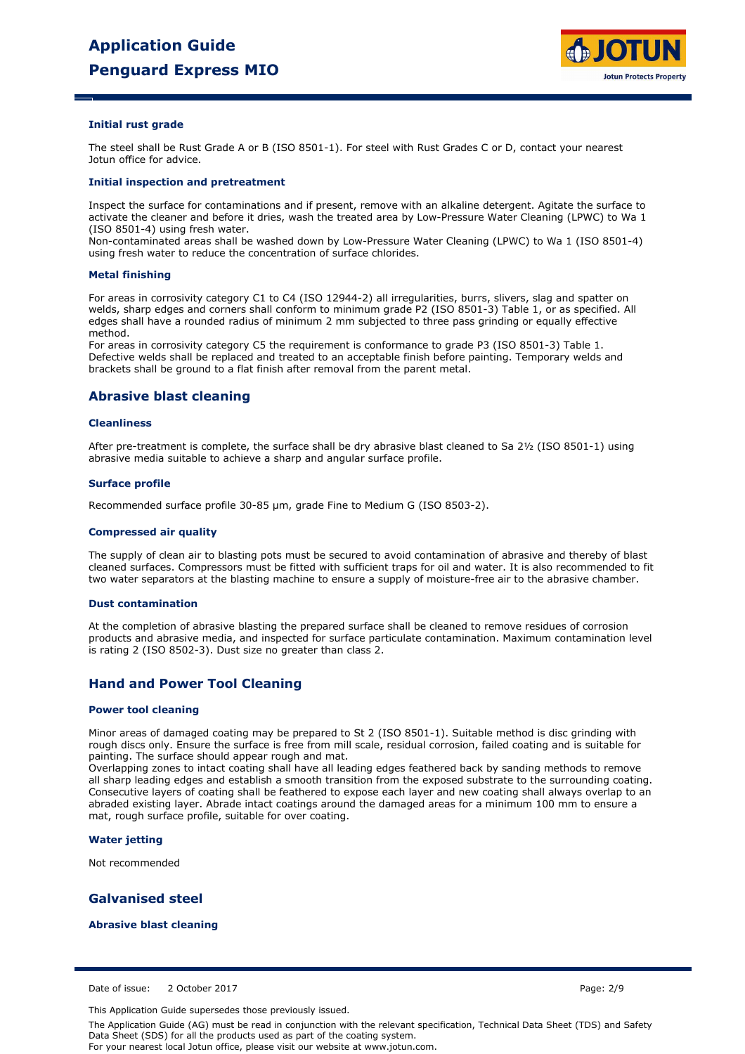### Initial rust grade

The steel shall be Rust Grade A or B (ISO 8501-1). For steel with Rust Grades C or D, contact your nearest Jotun office for advice.

### Initial inspection and pretreatment

Inspect the surface for contaminations and if present, remove with an alkaline detergent. Agitate the surface to activate the cleaner and before it dries, wash the treated area by Low-Pressure Water Cleaning (LPWC) to Wa 1 (ISO 8501-4) using fresh water.
Non-contaminated areas shall be washed down by Low-Pressure Water Cleaning (LPWC) to Wa 1 (ISO 8501-4) using fresh water to reduce the concentration of surface chlorides.

### Metal finishing

For areas in corrosivity category C1 to C4 (ISO 12944-2) all irregularities, burrs, slivers, slag and spatter on welds, sharp edges and corners shall conform to minimum grade P2 (ISO 8501-3) Table 1, or as specified. All edges shall have a rounded radius of minimum 2 mm subjected to three pass grinding or equally effective method.
For areas in corrosivity category C5 the requirement is conformance to grade P3 (ISO 8501-3) Table 1. Defective welds shall be replaced and treated to an acceptable finish before painting. Temporary welds and brackets shall be ground to a flat finish after removal from the parent metal.

## Abrasive blast cleaning

### Cleanliness

After pre-treatment is complete, the surface shall be dry abrasive blast cleaned to Sa 2½ (ISO 8501-1) using abrasive media suitable to achieve a sharp and angular surface profile.

### Surface profile

Recommended surface profile 30-85 µm, grade Fine to Medium G (ISO 8503-2).

### Compressed air quality

The supply of clean air to blasting pots must be secured to avoid contamination of abrasive and thereby of blast cleaned surfaces. Compressors must be fitted with sufficient traps for oil and water. It is also recommended to fit two water separators at the blasting machine to ensure a supply of moisture-free air to the abrasive chamber.

### Dust contamination

At the completion of abrasive blasting the prepared surface shall be cleaned to remove residues of corrosion products and abrasive media, and inspected for surface particulate contamination. Maximum contamination level is rating 2 (ISO 8502-3). Dust size no greater than class 2.

## Hand and Power Tool Cleaning

### Power tool cleaning

Minor areas of damaged coating may be prepared to St 2 (ISO 8501-1). Suitable method is disc grinding with rough discs only. Ensure the surface is free from mill scale, residual corrosion, failed coating and is suitable for painting. The surface should appear rough and mat.
Overlapping zones to intact coating shall have all leading edges feathered back by sanding methods to remove all sharp leading edges and establish a smooth transition from the exposed substrate to the surrounding coating. Consecutive layers of coating shall be feathered to expose each layer and new coating shall always overlap to an abraded existing layer. Abrade intact coatings around the damaged areas for a minimum 100 mm to ensure a mat, rough surface profile, suitable for over coating.

### Water jetting

Not recommended

## Galvanised steel

### Abrasive blast cleaning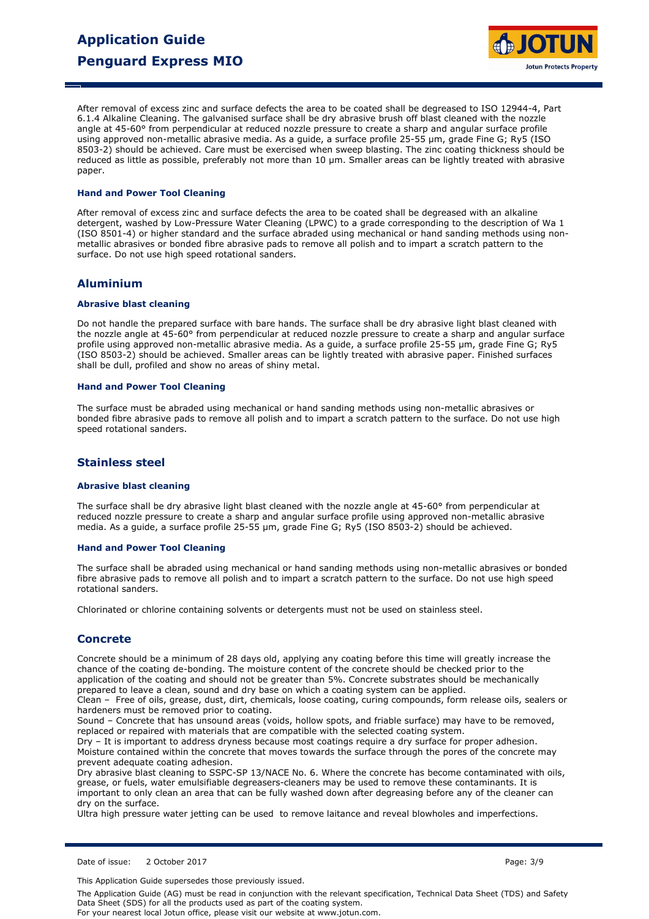After removal of excess zinc and surface defects the area to be coated shall be degreased to ISO 12944-4, Part 6.1.4 Alkaline Cleaning. The galvanised surface shall be dry abrasive brush off blast cleaned with the nozzle angle at 45-60° from perpendicular at reduced nozzle pressure to create a sharp and angular surface profile using approved non-metallic abrasive media. As a guide, a surface profile 25-55 µm, grade Fine G; Ry5 (ISO 8503-2) should be achieved. Care must be exercised when sweep blasting. The zinc coating thickness should be reduced as little as possible, preferably not more than 10 µm. Smaller areas can be lightly treated with abrasive paper.

#### Hand and Power Tool Cleaning

After removal of excess zinc and surface defects the area to be coated shall be degreased with an alkaline detergent, washed by Low-Pressure Water Cleaning (LPWC) to a grade corresponding to the description of Wa 1 (ISO 8501-4) or higher standard and the surface abraded using mechanical or hand sanding methods using non-metallic abrasives or bonded fibre abrasive pads to remove all polish and to impart a scratch pattern to the surface. Do not use high speed rotational sanders.

### Aluminium

#### Abrasive blast cleaning

Do not handle the prepared surface with bare hands. The surface shall be dry abrasive light blast cleaned with the nozzle angle at 45-60° from perpendicular at reduced nozzle pressure to create a sharp and angular surface profile using approved non-metallic abrasive media. As a guide, a surface profile 25-55 µm, grade Fine G; Ry5 (ISO 8503-2) should be achieved. Smaller areas can be lightly treated with abrasive paper. Finished surfaces shall be dull, profiled and show no areas of shiny metal.

#### Hand and Power Tool Cleaning

The surface must be abraded using mechanical or hand sanding methods using non-metallic abrasives or bonded fibre abrasive pads to remove all polish and to impart a scratch pattern to the surface. Do not use high speed rotational sanders.

### Stainless steel

#### Abrasive blast cleaning

The surface shall be dry abrasive light blast cleaned with the nozzle angle at 45-60° from perpendicular at reduced nozzle pressure to create a sharp and angular surface profile using approved non-metallic abrasive media. As a guide, a surface profile 25-55 µm, grade Fine G; Ry5 (ISO 8503-2) should be achieved.

#### Hand and Power Tool Cleaning

The surface shall be abraded using mechanical or hand sanding methods using non-metallic abrasives or bonded fibre abrasive pads to remove all polish and to impart a scratch pattern to the surface. Do not use high speed rotational sanders.

Chlorinated or chlorine containing solvents or detergents must not be used on stainless steel.

### Concrete

Concrete should be a minimum of 28 days old, applying any coating before this time will greatly increase the chance of the coating de-bonding. The moisture content of the concrete should be checked prior to the application of the coating and should not be greater than 5%. Concrete substrates should be mechanically prepared to leave a clean, sound and dry base on which a coating system can be applied.
Clean – Free of oils, grease, dust, dirt, chemicals, loose coating, curing compounds, form release oils, sealers or hardeners must be removed prior to coating.
Sound – Concrete that has unsound areas (voids, hollow spots, and friable surface) may have to be removed, replaced or repaired with materials that are compatible with the selected coating system.
Dry – It is important to address dryness because most coatings require a dry surface for proper adhesion. Moisture contained within the concrete that moves towards the surface through the pores of the concrete may prevent adequate coating adhesion.
Dry abrasive blast cleaning to SSPC-SP 13/NACE No. 6. Where the concrete has become contaminated with oils, grease, or fuels, water emulsifiable degreasers-cleaners may be used to remove these contaminants. It is important to only clean an area that can be fully washed down after degreasing before any of the cleaner can dry on the surface.
Ultra high pressure water jetting can be used to remove laitance and reveal blowholes and imperfections.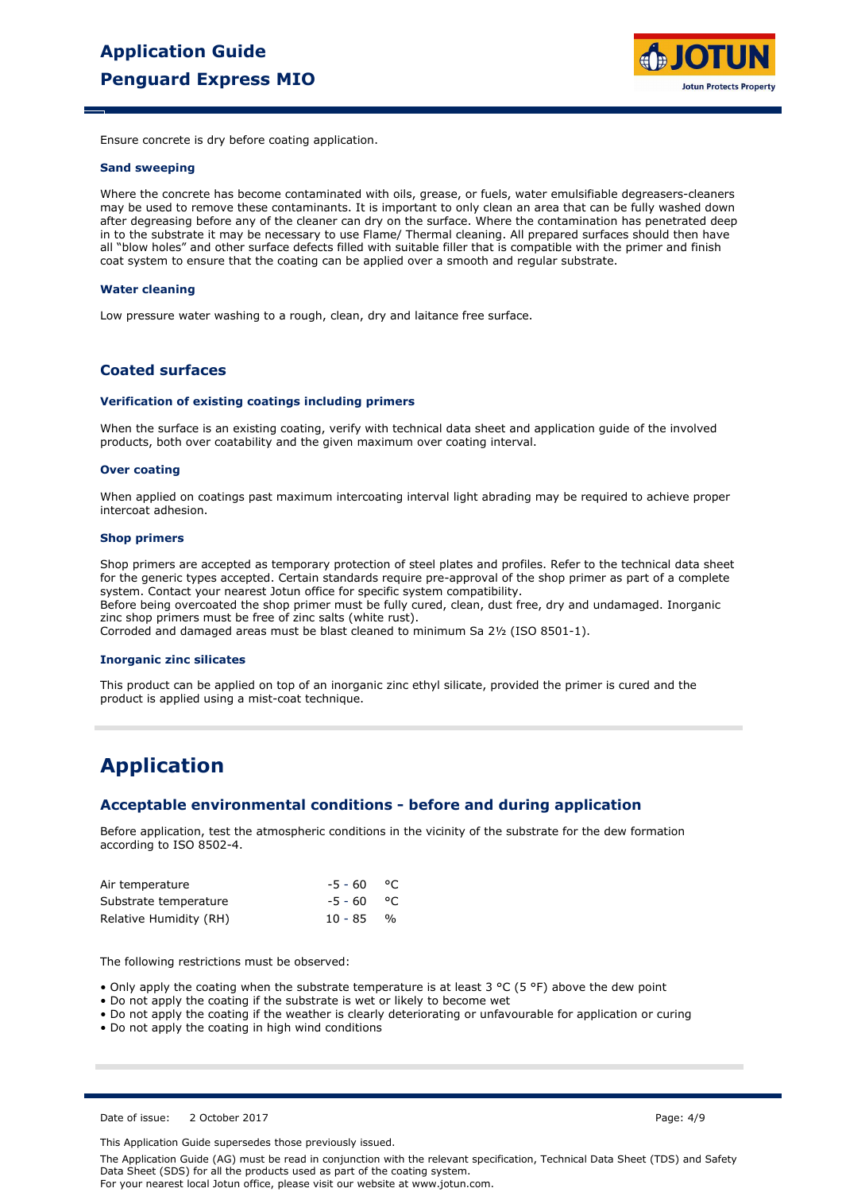Ensure concrete is dry before coating application.

#### Sand sweeping

Where the concrete has become contaminated with oils, grease, or fuels, water emulsifiable degreasers-cleaners may be used to remove these contaminants. It is important to only clean an area that can be fully washed down after degreasing before any of the cleaner can dry on the surface. Where the contamination has penetrated deep in to the substrate it may be necessary to use Flame/ Thermal cleaning. All prepared surfaces should then have all "blow holes" and other surface defects filled with suitable filler that is compatible with the primer and finish coat system to ensure that the coating can be applied over a smooth and regular substrate.

#### Water cleaning

Low pressure water washing to a rough, clean, dry and laitance free surface.

### Coated surfaces

#### Verification of existing coatings including primers

When the surface is an existing coating, verify with technical data sheet and application guide of the involved products, both over coatability and the given maximum over coating interval.

#### Over coating

When applied on coatings past maximum intercoating interval light abrading may be required to achieve proper intercoat adhesion.

#### Shop primers

Shop primers are accepted as temporary protection of steel plates and profiles. Refer to the technical data sheet for the generic types accepted. Certain standards require pre-approval of the shop primer as part of a complete system. Contact your nearest Jotun office for specific system compatibility.
Before being overcoated the shop primer must be fully cured, clean, dust free, dry and undamaged. Inorganic zinc shop primers must be free of zinc salts (white rust).
Corroded and damaged areas must be blast cleaned to minimum Sa 2½ (ISO 8501-1).

#### Inorganic zinc silicates

This product can be applied on top of an inorganic zinc ethyl silicate, provided the primer is cured and the product is applied using a mist-coat technique.

## Application

### Acceptable environmental conditions - before and during application

Before application, test the atmospheric conditions in the vicinity of the substrate for the dew formation according to ISO 8502-4.

| | | |
|---|---|---|
| Air temperature | -5 - 60 | °C |
| Substrate temperature | -5 - 60 | °C |
| Relative Humidity (RH) | 10 - 85 | % |

The following restrictions must be observed:

- Only apply the coating when the substrate temperature is at least 3 °C (5 °F) above the dew point
- Do not apply the coating if the substrate is wet or likely to become wet
- Do not apply the coating if the weather is clearly deteriorating or unfavourable for application or curing
- Do not apply the coating in high wind conditions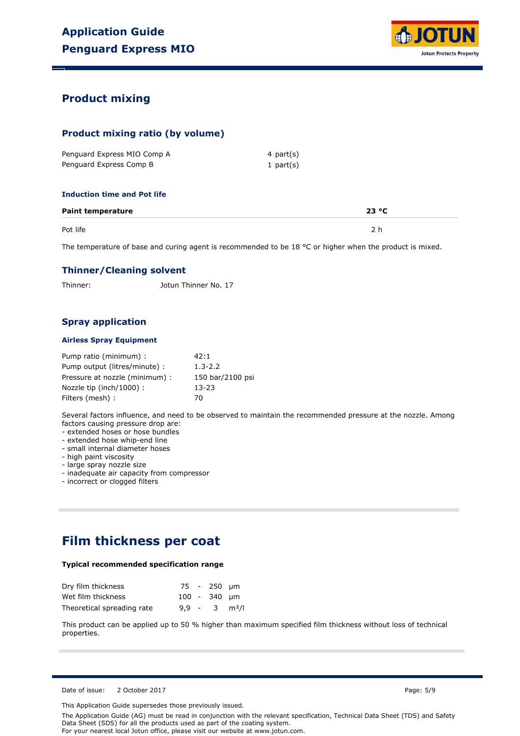## Product mixing

### Product mixing ratio (by volume)

| | |
|---|---|
| Penguard Express MIO Comp A | 4 part(s) |
| Penguard Express Comp B | 1 part(s) |

#### Induction time and Pot life

| Paint temperature | 23 °C |
|---|---|
| Pot life | 2 h |

The temperature of base and curing agent is recommended to be 18 °C or higher when the product is mixed.

### Thinner/Cleaning solvent

Thinner: Jotun Thinner No. 17

### Spray application

#### Airless Spray Equipment

| | |
|---|---|
| Pump ratio (minimum) : | 42:1 |
| Pump output (litres/minute) : | 1.3-2.2 |
| Pressure at nozzle (minimum) : | 150 bar/2100 psi |
| Nozzle tip (inch/1000) : | 13-23 |
| Filters (mesh) : | 70 |

Several factors influence, and need to be observed to maintain the recommended pressure at the nozzle. Among factors causing pressure drop are:
- extended hoses or hose bundles
- extended hose whip-end line
- small internal diameter hoses
- high paint viscosity
- large spray nozzle size
- inadequate air capacity from compressor
- incorrect or clogged filters

## Film thickness per coat

**Typical recommended specification range**

| | | | | |
|---|---|---|---|---|
| Dry film thickness | 75 | - | 250 | µm |
| Wet film thickness | 100 | - | 340 | µm |
| Theoretical spreading rate | 9,9 | - | 3 | m²/l |

This product can be applied up to 50 % higher than maximum specified film thickness without loss of technical properties.

Date of issue: 2 October 2017

This Application Guide supersedes those previously issued.

The Application Guide (AG) must be read in conjunction with the relevant specification, Technical Data Sheet (TDS) and Safety Data Sheet (SDS) for all the products used as part of the coating system.
For your nearest local Jotun office, please visit our website at www.jotun.com.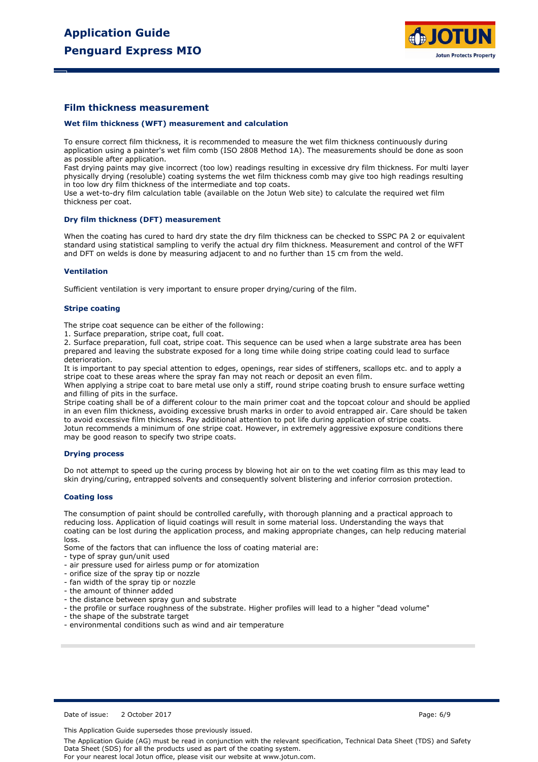## Film thickness measurement

### Wet film thickness (WFT) measurement and calculation

To ensure correct film thickness, it is recommended to measure the wet film thickness continuously during application using a painter's wet film comb (ISO 2808 Method 1A). The measurements should be done as soon as possible after application.
Fast drying paints may give incorrect (too low) readings resulting in excessive dry film thickness. For multi layer physically drying (resoluble) coating systems the wet film thickness comb may give too high readings resulting in too low dry film thickness of the intermediate and top coats.
Use a wet-to-dry film calculation table (available on the Jotun Web site) to calculate the required wet film thickness per coat.

### Dry film thickness (DFT) measurement

When the coating has cured to hard dry state the dry film thickness can be checked to SSPC PA 2 or equivalent standard using statistical sampling to verify the actual dry film thickness. Measurement and control of the WFT and DFT on welds is done by measuring adjacent to and no further than 15 cm from the weld.

### Ventilation

Sufficient ventilation is very important to ensure proper drying/curing of the film.

### Stripe coating

The stripe coat sequence can be either of the following:
1. Surface preparation, stripe coat, full coat.
2. Surface preparation, full coat, stripe coat. This sequence can be used when a large substrate area has been prepared and leaving the substrate exposed for a long time while doing stripe coating could lead to surface deterioration.

It is important to pay special attention to edges, openings, rear sides of stiffeners, scallops etc. and to apply a stripe coat to these areas where the spray fan may not reach or deposit an even film.
When applying a stripe coat to bare metal use only a stiff, round stripe coating brush to ensure surface wetting and filling of pits in the surface.
Stripe coating shall be of a different colour to the main primer coat and the topcoat colour and should be applied in an even film thickness, avoiding excessive brush marks in order to avoid entrapped air. Care should be taken to avoid excessive film thickness. Pay additional attention to pot life during application of stripe coats.
Jotun recommends a minimum of one stripe coat. However, in extremely aggressive exposure conditions there may be good reason to specify two stripe coats.

### Drying process

Do not attempt to speed up the curing process by blowing hot air on to the wet coating film as this may lead to skin drying/curing, entrapped solvents and consequently solvent blistering and inferior corrosion protection.

### Coating loss

The consumption of paint should be controlled carefully, with thorough planning and a practical approach to reducing loss. Application of liquid coatings will result in some material loss. Understanding the ways that coating can be lost during the application process, and making appropriate changes, can help reducing material loss.
Some of the factors that can influence the loss of coating material are:
- type of spray gun/unit used
- air pressure used for airless pump or for atomization
- orifice size of the spray tip or nozzle
- fan width of the spray tip or nozzle
- the amount of thinner added
- the distance between spray gun and substrate
- the profile or surface roughness of the substrate. Higher profiles will lead to a higher "dead volume"
- the shape of the substrate target
- environmental conditions such as wind and air temperature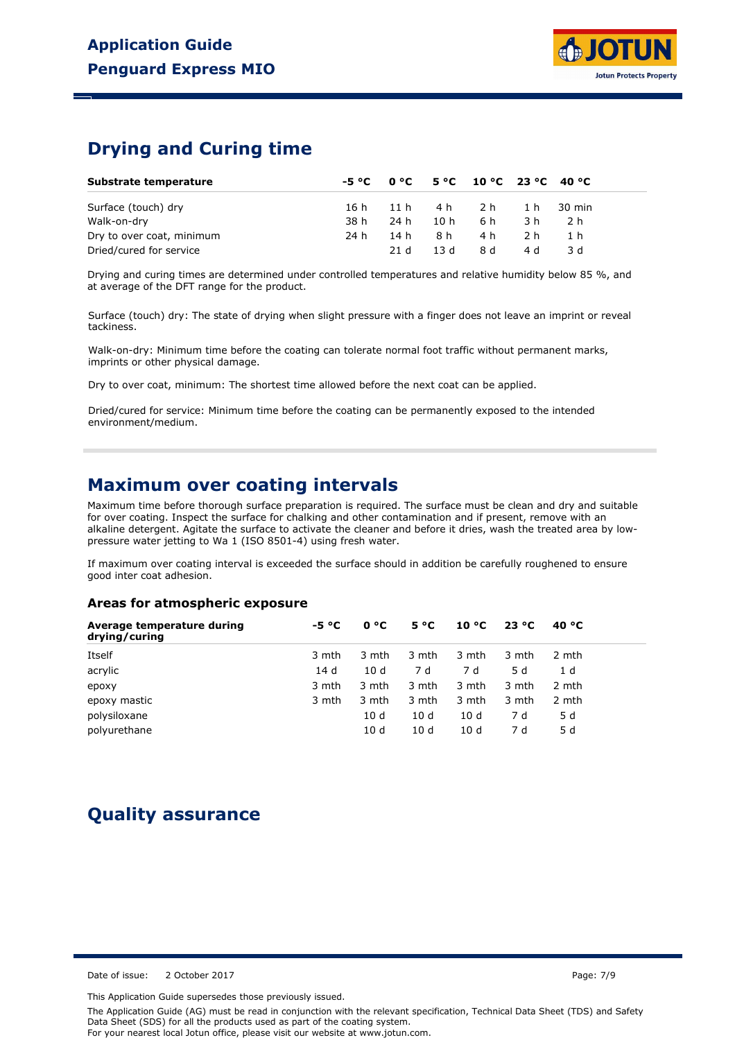## Drying and Curing time

| Substrate temperature | -5 °C | 0 °C | 5 °C | 10 °C | 23 °C | 40 °C |
|---|---|---|---|---|---|---|
| Surface (touch) dry | 16 h | 11 h | 4 h | 2 h | 1 h | 30 min |
| Walk-on-dry | 38 h | 24 h | 10 h | 6 h | 3 h | 2 h |
| Dry to over coat, minimum | 24 h | 14 h | 8 h | 4 h | 2 h | 1 h |
| Dried/cured for service | | 21 d | 13 d | 8 d | 4 d | 3 d |

Drying and curing times are determined under controlled temperatures and relative humidity below 85 %, and at average of the DFT range for the product.

Surface (touch) dry: The state of drying when slight pressure with a finger does not leave an imprint or reveal tackiness.

Walk-on-dry: Minimum time before the coating can tolerate normal foot traffic without permanent marks, imprints or other physical damage.

Dry to over coat, minimum: The shortest time allowed before the next coat can be applied.

Dried/cured for service: Minimum time before the coating can be permanently exposed to the intended environment/medium.

## Maximum over coating intervals

Maximum time before thorough surface preparation is required. The surface must be clean and dry and suitable for over coating. Inspect the surface for chalking and other contamination and if present, remove with an alkaline detergent. Agitate the surface to activate the cleaner and before it dries, wash the treated area by low-pressure water jetting to Wa 1 (ISO 8501-4) using fresh water.

If maximum over coating interval is exceeded the surface should in addition be carefully roughened to ensure good inter coat adhesion.

### Areas for atmospheric exposure

| Average temperature during drying/curing | -5 °C | 0 °C | 5 °C | 10 °C | 23 °C | 40 °C |
|---|---|---|---|---|---|---|
| Itself | 3 mth | 3 mth | 3 mth | 3 mth | 3 mth | 2 mth |
| acrylic | 14 d | 10 d | 7 d | 7 d | 5 d | 1 d |
| epoxy | 3 mth | 3 mth | 3 mth | 3 mth | 3 mth | 2 mth |
| epoxy mastic | 3 mth | 3 mth | 3 mth | 3 mth | 3 mth | 2 mth |
| polysiloxane | | 10 d | 10 d | 10 d | 7 d | 5 d |
| polyurethane | | 10 d | 10 d | 10 d | 7 d | 5 d |

## Quality assurance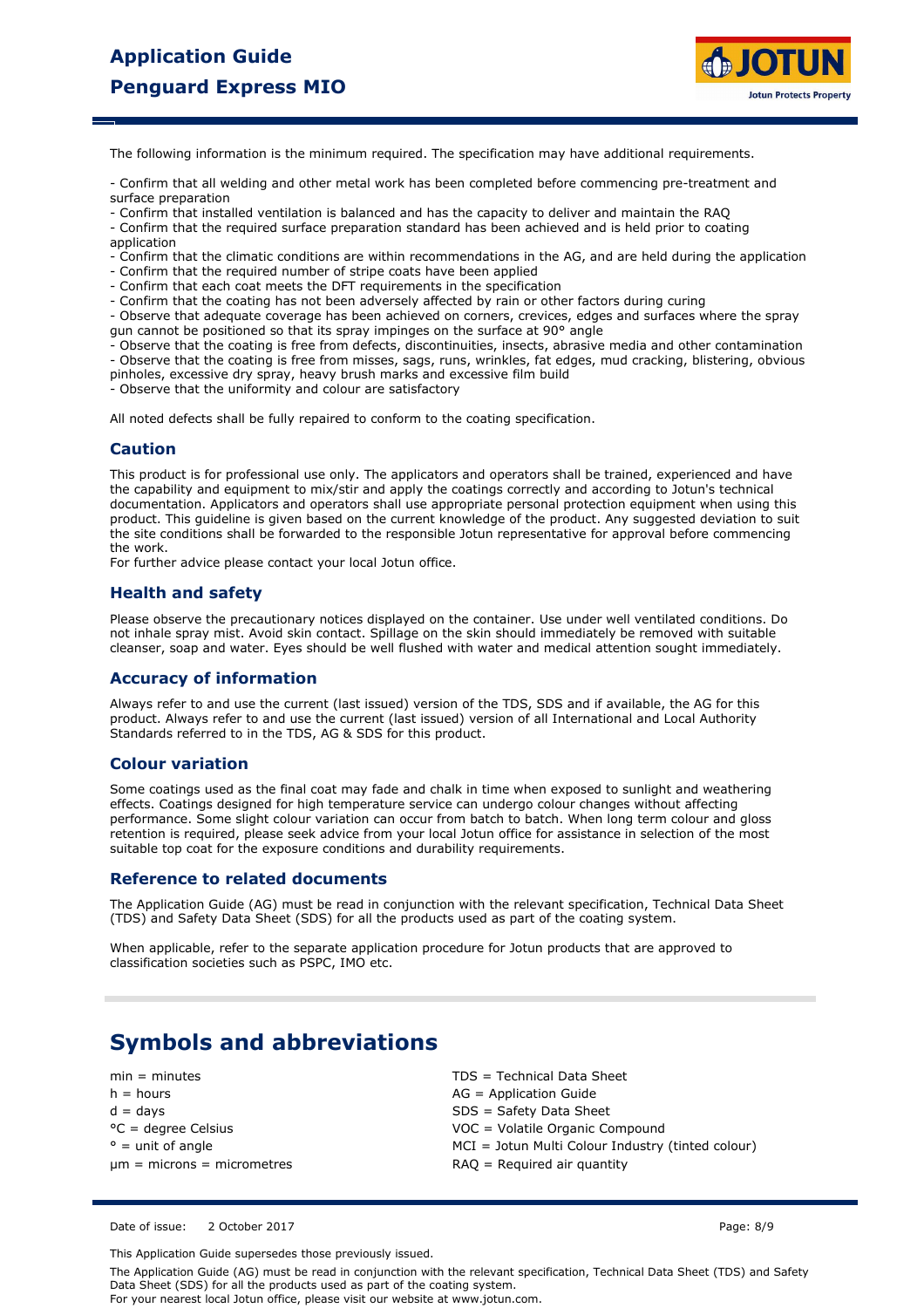The following information is the minimum required. The specification may have additional requirements.

- Confirm that all welding and other metal work has been completed before commencing pre-treatment and surface preparation
- Confirm that installed ventilation is balanced and has the capacity to deliver and maintain the RAQ
- Confirm that the required surface preparation standard has been achieved and is held prior to coating application
- Confirm that the climatic conditions are within recommendations in the AG, and are held during the application
- Confirm that the required number of stripe coats have been applied
- Confirm that each coat meets the DFT requirements in the specification
- Confirm that the coating has not been adversely affected by rain or other factors during curing
- Observe that adequate coverage has been achieved on corners, crevices, edges and surfaces where the spray gun cannot be positioned so that its spray impinges on the surface at 90° angle
- Observe that the coating is free from defects, discontinuities, insects, abrasive media and other contamination
- Observe that the coating is free from misses, sags, runs, wrinkles, fat edges, mud cracking, blistering, obvious pinholes, excessive dry spray, heavy brush marks and excessive film build
- Observe that the uniformity and colour are satisfactory

All noted defects shall be fully repaired to conform to the coating specification.

## Caution

This product is for professional use only. The applicators and operators shall be trained, experienced and have the capability and equipment to mix/stir and apply the coatings correctly and according to Jotun's technical documentation. Applicators and operators shall use appropriate personal protection equipment when using this product. This guideline is given based on the current knowledge of the product. Any suggested deviation to suit the site conditions shall be forwarded to the responsible Jotun representative for approval before commencing the work.
For further advice please contact your local Jotun office.

## Health and safety

Please observe the precautionary notices displayed on the container. Use under well ventilated conditions. Do not inhale spray mist. Avoid skin contact. Spillage on the skin should immediately be removed with suitable cleanser, soap and water. Eyes should be well flushed with water and medical attention sought immediately.

## Accuracy of information

Always refer to and use the current (last issued) version of the TDS, SDS and if available, the AG for this product. Always refer to and use the current (last issued) version of all International and Local Authority Standards referred to in the TDS, AG & SDS for this product.

## Colour variation

Some coatings used as the final coat may fade and chalk in time when exposed to sunlight and weathering effects. Coatings designed for high temperature service can undergo colour changes without affecting performance. Some slight colour variation can occur from batch to batch. When long term colour and gloss retention is required, please seek advice from your local Jotun office for assistance in selection of the most suitable top coat for the exposure conditions and durability requirements.

## Reference to related documents

The Application Guide (AG) must be read in conjunction with the relevant specification, Technical Data Sheet (TDS) and Safety Data Sheet (SDS) for all the products used as part of the coating system.

When applicable, refer to the separate application procedure for Jotun products that are approved to classification societies such as PSPC, IMO etc.

# Symbols and abbreviations

min = minutes
h = hours
d = days
°C = degree Celsius
° = unit of angle
µm = microns = micrometres

TDS = Technical Data Sheet
AG = Application Guide
SDS = Safety Data Sheet
VOC = Volatile Organic Compound
MCI = Jotun Multi Colour Industry (tinted colour)
RAQ = Required air quantity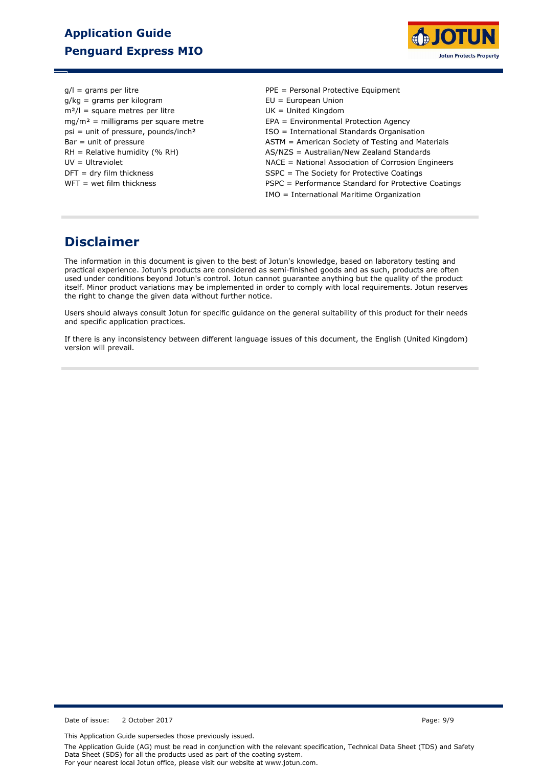g/l = grams per litre
g/kg = grams per kilogram
$m^2/l$ = square metres per litre
$mg/m^2$ = milligrams per square metre
psi = unit of pressure, pounds/$inch^2$
Bar = unit of pressure
RH = Relative humidity (% RH)
UV = Ultraviolet
DFT = dry film thickness
WFT = wet film thickness

PPE = Personal Protective Equipment
EU = European Union
UK = United Kingdom
EPA = Environmental Protection Agency
ISO = International Standards Organisation
ASTM = American Society of Testing and Materials
AS/NZS = Australian/New Zealand Standards
NACE = National Association of Corrosion Engineers
SSPC = The Society for Protective Coatings
PSPC = Performance Standard for Protective Coatings
IMO = International Maritime Organization

## Disclaimer

The information in this document is given to the best of Jotun's knowledge, based on laboratory testing and practical experience. Jotun's products are considered as semi-finished goods and as such, products are often used under conditions beyond Jotun's control. Jotun cannot guarantee anything but the quality of the product itself. Minor product variations may be implemented in order to comply with local requirements. Jotun reserves the right to change the given data without further notice.

Users should always consult Jotun for specific guidance on the general suitability of this product for their needs and specific application practices.

If there is any inconsistency between different language issues of this document, the English (United Kingdom) version will prevail.